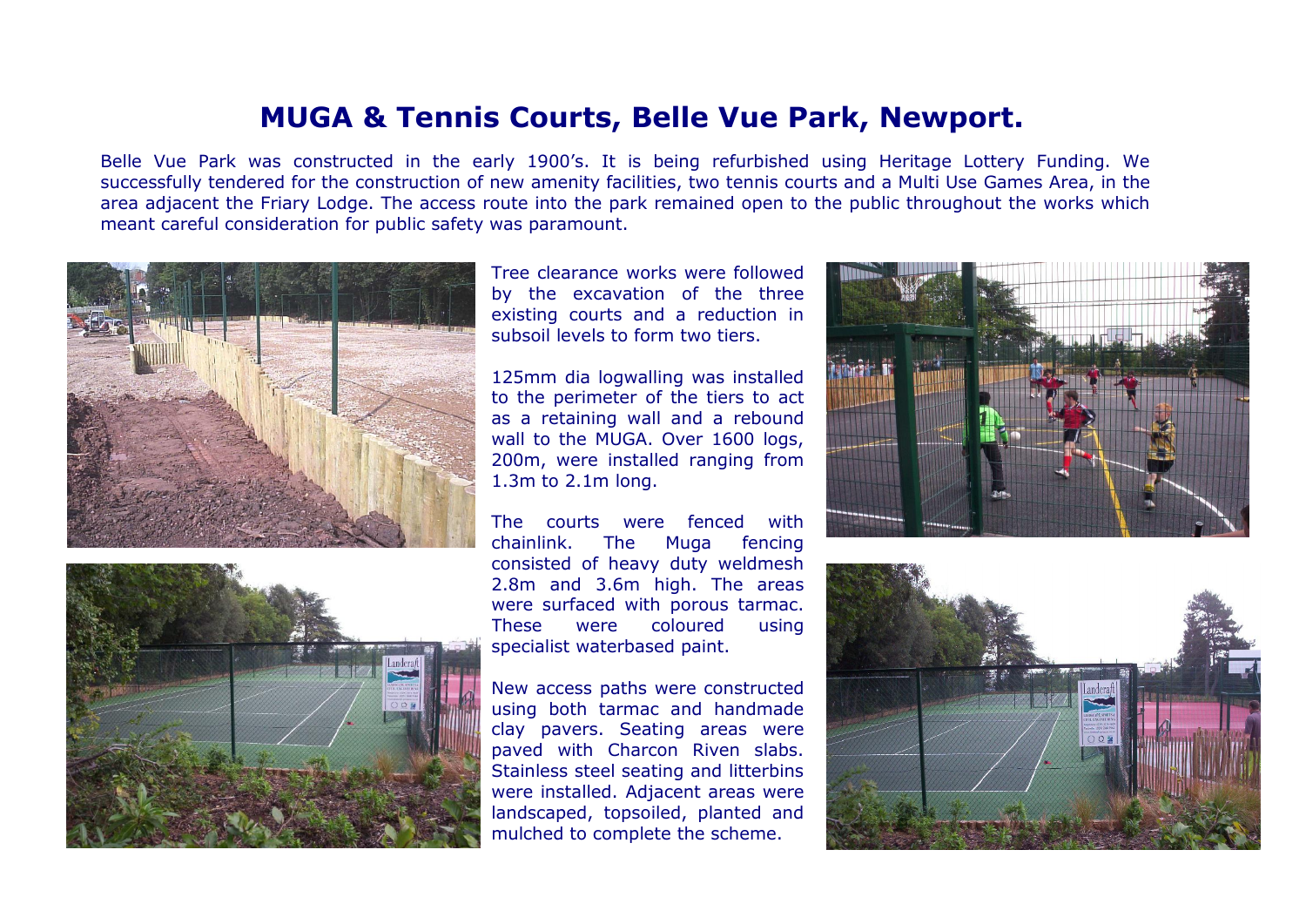# MUGA & Tennis Courts, Belle Vue Park, Newport.

Belle Vue Park was constructed in the early 1900's. It is being refurbished using Heritage Lottery Funding. We successfully tendered for the construction of new amenity facilities, two tennis courts and a Multi Use Games Area, in the area adjacent the Friary Lodge. The access route into the park remained open to the public throughout the works which meant careful consideration for public safety was paramount.

Tree clearance works were followed by the excavation of the three existing courts and a reduction in subsoil levels to form two tiers.

125mm dia logwalling was installed to the perimeter of the tiers to act as a retaining wall and a rebound wall to the MUGA. Over 1600 logs, 200m, were installed ranging from 1.3m to 2.1m long.

The courts were fenced with chainlink. The Muga fencing consisted of heavy duty weldmesh 2.8m and 3.6m high. The areas were surfaced with porous tarmac. These were coloured using specialist waterbased paint.

New access paths were constructed using both tarmac and handmade clay pavers. Seating areas were paved with Charcon Riven slabs. Stainless steel seating and litterbins were installed. Adjacent areas were landscaped, topsoiled, planted and mulched to complete the scheme.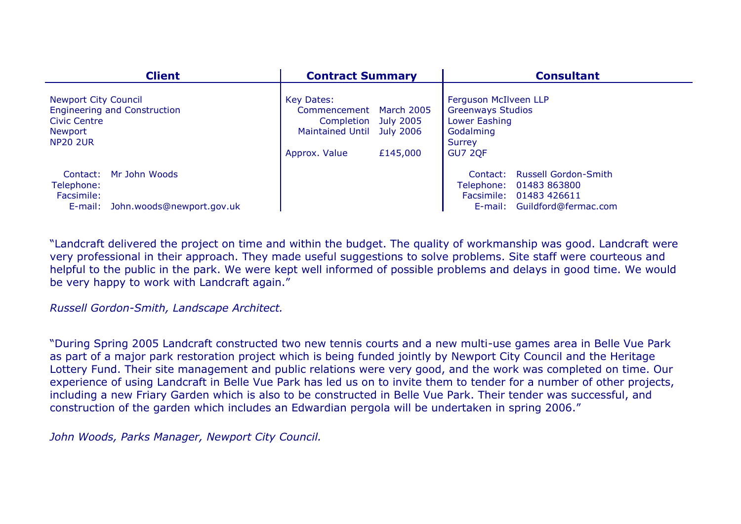| Client | | Contract Summary | | Consultant | |
|---|---|---|---|---|---|
| Newport City Council<br>Engineering and Construction<br>Civic Centre<br>Newport<br>NP20 2UR | | Key Dates: | | Ferguson McIlveen LLP<br>Greenways Studios<br>Lower Eashing<br>Godalming<br>Surrey<br>GU7 2QF | |
| | | Commencement | March 2005 | | |
| | | Completion | July 2005 | | |
| | | Maintained Until | July 2006 | | |
| | | Approx. Value | £145,000 | | |
| Contact: | Mr John Woods | | | Contact: | Russell Gordon-Smith |
| Telephone: | | | | Telephone: | 01483 863800 |
| Facsimile: | | | | Facsimile: | 01483 426611 |
| E-mail: | John.woods@newport.gov.uk | | | E-mail: | Guildford@fermac.com |

"Landcraft delivered the project on time and within the budget. The quality of workmanship was good. Landcraft were very professional in their approach. They made useful suggestions to solve problems. Site staff were courteous and helpful to the public in the park. We were kept well informed of possible problems and delays in good time. We would be very happy to work with Landcraft again."

*Russell Gordon-Smith, Landscape Architect.*

"During Spring 2005 Landcraft constructed two new tennis courts and a new multi-use games area in Belle Vue Park as part of a major park restoration project which is being funded jointly by Newport City Council and the Heritage Lottery Fund. Their site management and public relations were very good, and the work was completed on time. Our experience of using Landcraft in Belle Vue Park has led us on to invite them to tender for a number of other projects, including a new Friary Garden which is also to be constructed in Belle Vue Park. Their tender was successful, and construction of the garden which includes an Edwardian pergola will be undertaken in spring 2006."

*John Woods, Parks Manager, Newport City Council.*